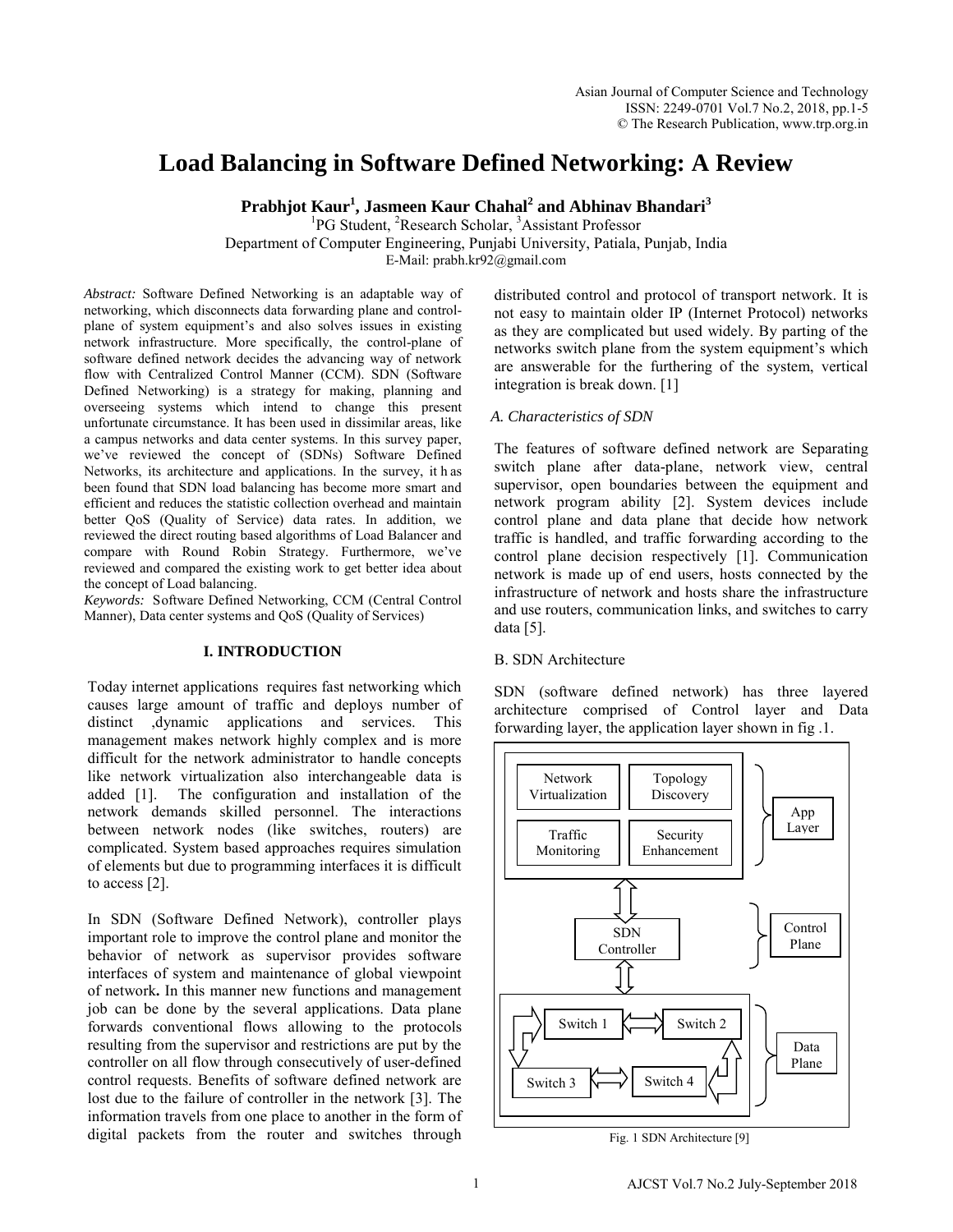# Load Balancing in Software Defined Networking: A Review

**Prabhjot Kaur[1], Jasmeen Kaur Chahal[2] and Abhinav Bhandari[3]**

[1]PG Student, [2]Research Scholar, [3]Assistant Professor
Department of Computer Engineering, Punjabi University, Patiala, Punjab, India
E-Mail: prabh.kr92@gmail.com

*Abstract:* Software Defined Networking is an adaptable way of networking, which disconnects data forwarding plane and control-plane of system equipment's and also solves issues in existing network infrastructure. More specifically, the control-plane of software defined network decides the advancing way of network flow with Centralized Control Manner (CCM). SDN (Software Defined Networking) is a strategy for making, planning and overseeing systems which intend to change this present unfortunate circumstance. It has been used in dissimilar areas, like a campus networks and data center systems. In this survey paper, we've reviewed the concept of (SDNs) Software Defined Networks, its architecture and applications. In the survey, it has been found that SDN load balancing has become more smart and efficient and reduces the statistic collection overhead and maintain better QoS (Quality of Service) data rates. In addition, we reviewed the direct routing based algorithms of Load Balancer and compare with Round Robin Strategy. Furthermore, we've reviewed and compared the existing work to get better idea about the concept of Load balancing.

*Keywords:* Software Defined Networking, CCM (Central Control Manner), Data center systems and QoS (Quality of Services)

## I. INTRODUCTION

Today internet applications requires fast networking which causes large amount of traffic and deploys number of distinct ,dynamic applications and services. This management makes network highly complex and is more difficult for the network administrator to handle concepts like network virtualization also interchangeable data is added [1]. The configuration and installation of the network demands skilled personnel. The interactions between network nodes (like switches, routers) are complicated. System based approaches requires simulation of elements but due to programming interfaces it is difficult to access [2].

In SDN (Software Defined Network), controller plays important role to improve the control plane and monitor the behavior of network as supervisor provides software interfaces of system and maintenance of global viewpoint of network**.** In this manner new functions and management job can be done by the several applications. Data plane forwards conventional flows allowing to the protocols resulting from the supervisor and restrictions are put by the controller on all flow through consecutively of user-defined control requests. Benefits of software defined network are lost due to the failure of controller in the network [3]. The information travels from one place to another in the form of digital packets from the router and switches through distributed control and protocol of transport network. It is not easy to maintain older IP (Internet Protocol) networks as they are complicated but used widely. By parting of the networks switch plane from the system equipment's which are answerable for the furthering of the system, vertical integration is break down. [1]

### *A. Characteristics of SDN*

The features of software defined network are Separating switch plane after data-plane, network view, central supervisor, open boundaries between the equipment and network program ability [2]. System devices include control plane and data plane that decide how network traffic is handled, and traffic forwarding according to the control plane decision respectively [1]. Communication network is made up of end users, hosts connected by the infrastructure of network and hosts share the infrastructure and use routers, communication links, and switches to carry data [5].

### B. SDN Architecture

SDN (software defined network) has three layered architecture comprised of Control layer and Data forwarding layer, the application layer shown in fig .1.

Network Virtualization | Topology Discovery | Traffic Monitoring | Security Enhancement — App Layer

SDN Controller — Control Plane

Switch 1 | Switch 2 | Switch 3 | Switch 4 — Data Plane

Fig. 1 SDN Architecture [9]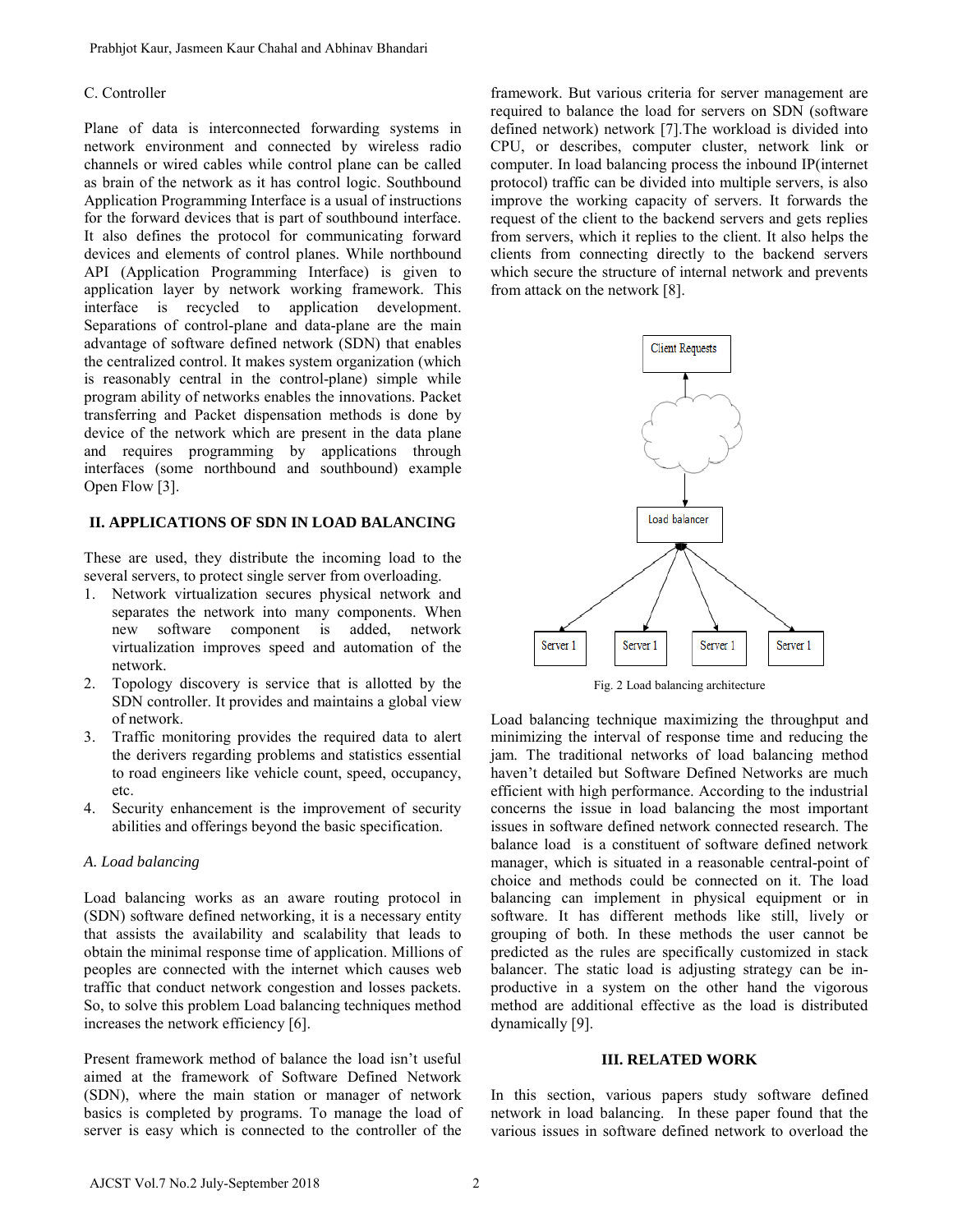C. Controller

Plane of data is interconnected forwarding systems in network environment and connected by wireless radio channels or wired cables while control plane can be called as brain of the network as it has control logic. Southbound Application Programming Interface is a usual of instructions for the forward devices that is part of southbound interface. It also defines the protocol for communicating forward devices and elements of control planes. While northbound API (Application Programming Interface) is given to application layer by network working framework. This interface is recycled to application development. Separations of control-plane and data-plane are the main advantage of software defined network (SDN) that enables the centralized control. It makes system organization (which is reasonably central in the control-plane) simple while program ability of networks enables the innovations. Packet transferring and Packet dispensation methods is done by device of the network which are present in the data plane and requires programming by applications through interfaces (some northbound and southbound) example Open Flow [3].

## II. APPLICATIONS OF SDN IN LOAD BALANCING

These are used, they distribute the incoming load to the several servers, to protect single server from overloading.

1. Network virtualization secures physical network and separates the network into many components. When new software component is added, network virtualization improves speed and automation of the network.
2. Topology discovery is service that is allotted by the SDN controller. It provides and maintains a global view of network.
3. Traffic monitoring provides the required data to alert the derivers regarding problems and statistics essential to road engineers like vehicle count, speed, occupancy, etc.
4. Security enhancement is the improvement of security abilities and offerings beyond the basic specification.

### *A. Load balancing*

Load balancing works as an aware routing protocol in (SDN) software defined networking, it is a necessary entity that assists the availability and scalability that leads to obtain the minimal response time of application. Millions of peoples are connected with the internet which causes web traffic that conduct network congestion and losses packets. So, to solve this problem Load balancing techniques method increases the network efficiency [6].

Present framework method of balance the load isn't useful aimed at the framework of Software Defined Network (SDN), where the main station or manager of network basics is completed by programs. To manage the load of server is easy which is connected to the controller of the framework. But various criteria for server management are required to balance the load for servers on SDN (software defined network) network [7].The workload is divided into CPU, or describes, computer cluster, network link or computer. In load balancing process the inbound IP(internet protocol) traffic can be divided into multiple servers, is also improve the working capacity of servers. It forwards the request of the client to the backend servers and gets replies from servers, which it replies to the client. It also helps the clients from connecting directly to the backend servers which secure the structure of internal network and prevents from attack on the network [8].

Client Requests

Load balancer

Server 1 Server 1 Server 1 Server 1

Fig. 2 Load balancing architecture

Load balancing technique maximizing the throughput and minimizing the interval of response time and reducing the jam. The traditional networks of load balancing method haven't detailed but Software Defined Networks are much efficient with high performance. According to the industrial concerns the issue in load balancing the most important issues in software defined network connected research. The balance load is a constituent of software defined network manager, which is situated in a reasonable central-point of choice and methods could be connected on it. The load balancing can implement in physical equipment or in software. It has different methods like still, lively or grouping of both. In these methods the user cannot be predicted as the rules are specifically customized in stack balancer. The static load is adjusting strategy can be in-productive in a system on the other hand the vigorous method are additional effective as the load is distributed dynamically [9].

## III. RELATED WORK

In this section, various papers study software defined network in load balancing. In these paper found that the various issues in software defined network to overload the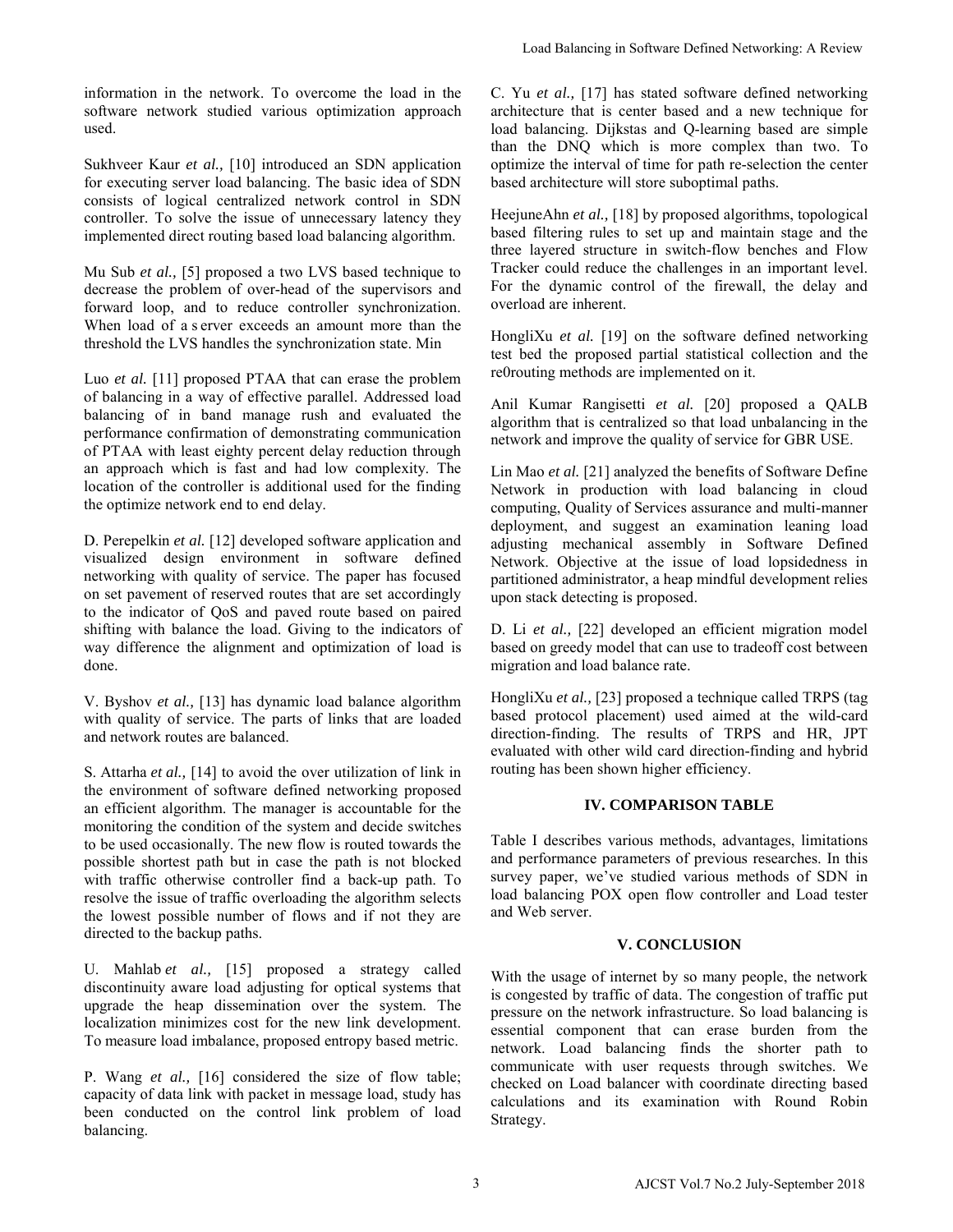information in the network. To overcome the load in the software network studied various optimization approach used.

Sukhveer Kaur *et al.,* [10] introduced an SDN application for executing server load balancing. The basic idea of SDN consists of logical centralized network control in SDN controller. To solve the issue of unnecessary latency they implemented direct routing based load balancing algorithm.

Mu Sub *et al.,* [5] proposed a two LVS based technique to decrease the problem of over-head of the supervisors and forward loop, and to reduce controller synchronization. When load of a s erver exceeds an amount more than the threshold the LVS handles the synchronization state. Min

Luo *et al.* [11] proposed PTAA that can erase the problem of balancing in a way of effective parallel. Addressed load balancing of in band manage rush and evaluated the performance confirmation of demonstrating communication of PTAA with least eighty percent delay reduction through an approach which is fast and had low complexity. The location of the controller is additional used for the finding the optimize network end to end delay.

D. Perepelkin *et al.* [12] developed software application and visualized design environment in software defined networking with quality of service. The paper has focused on set pavement of reserved routes that are set accordingly to the indicator of QoS and paved route based on paired shifting with balance the load. Giving to the indicators of way difference the alignment and optimization of load is done.

V. Byshov *et al.,* [13] has dynamic load balance algorithm with quality of service. The parts of links that are loaded and network routes are balanced.

S. Attarha *et al.,* [14] to avoid the over utilization of link in the environment of software defined networking proposed an efficient algorithm. The manager is accountable for the monitoring the condition of the system and decide switches to be used occasionally. The new flow is routed towards the possible shortest path but in case the path is not blocked with traffic otherwise controller find a back-up path. To resolve the issue of traffic overloading the algorithm selects the lowest possible number of flows and if not they are directed to the backup paths.

U. Mahlab *et al.,* [15] proposed a strategy called discontinuity aware load adjusting for optical systems that upgrade the heap dissemination over the system. The localization minimizes cost for the new link development. To measure load imbalance, proposed entropy based metric.

P. Wang *et al.,* [16] considered the size of flow table; capacity of data link with packet in message load, study has been conducted on the control link problem of load balancing.

C. Yu *et al.,* [17] has stated software defined networking architecture that is center based and a new technique for load balancing. Dijkstas and Q-learning based are simple than the DNQ which is more complex than two. To optimize the interval of time for path re-selection the center based architecture will store suboptimal paths.

HeejuneAhn *et al.,* [18] by proposed algorithms, topological based filtering rules to set up and maintain stage and the three layered structure in switch-flow benches and Flow Tracker could reduce the challenges in an important level. For the dynamic control of the firewall, the delay and overload are inherent.

HongliXu *et al.* [19] on the software defined networking test bed the proposed partial statistical collection and the re0routing methods are implemented on it.

Anil Kumar Rangisetti *et al.* [20] proposed a QALB algorithm that is centralized so that load unbalancing in the network and improve the quality of service for GBR USE.

Lin Mao *et al.* [21] analyzed the benefits of Software Define Network in production with load balancing in cloud computing, Quality of Services assurance and multi-manner deployment, and suggest an examination leaning load adjusting mechanical assembly in Software Defined Network. Objective at the issue of load lopsidedness in partitioned administrator, a heap mindful development relies upon stack detecting is proposed.

D. Li *et al.,* [22] developed an efficient migration model based on greedy model that can use to tradeoff cost between migration and load balance rate.

HongliXu *et al.,* [23] proposed a technique called TRPS (tag based protocol placement) used aimed at the wild-card direction-finding. The results of TRPS and HR, JPT evaluated with other wild card direction-finding and hybrid routing has been shown higher efficiency.

## IV. COMPARISON TABLE

Table I describes various methods, advantages, limitations and performance parameters of previous researches. In this survey paper, we've studied various methods of SDN in load balancing POX open flow controller and Load tester and Web server.

## V. CONCLUSION

With the usage of internet by so many people, the network is congested by traffic of data. The congestion of traffic put pressure on the network infrastructure. So load balancing is essential component that can erase burden from the network. Load balancing finds the shorter path to communicate with user requests through switches. We checked on Load balancer with coordinate directing based calculations and its examination with Round Robin Strategy.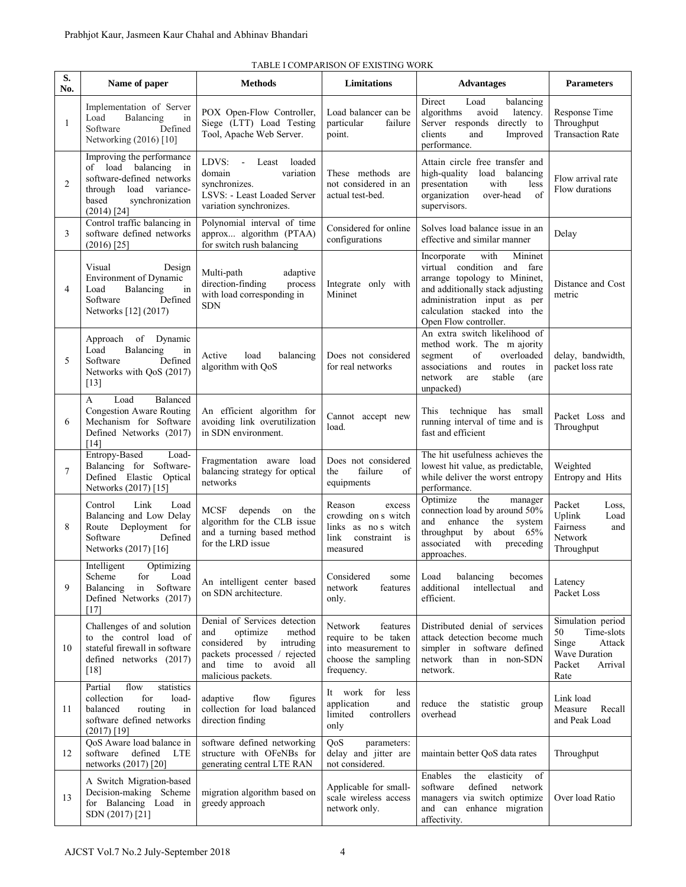TABLE I COMPARISON OF EXISTING WORK

| S. No. | Name of paper | Methods | Limitations | Advantages | Parameters |
|---|---|---|---|---|---|
| 1 | Implementation of Server Load Balancing in Software Defined Networking (2016) [10] | POX Open-Flow Controller, Siege (LTT) Load Testing Tool, Apache Web Server. | Load balancer can be particular failure point. | Direct Load balancing algorithms avoid latency. Server responds directly to clients and Improved performance. | Response Time Throughput Transaction Rate |
| 2 | Improving the performance of load balancing in software-defined networks through load variance-based synchronization (2014) [24] | LDVS: - Least loaded domain variation synchronizes. LSVS: - Least Loaded Server variation synchronizes. | These methods are not considered in an actual test-bed. | Attain circle free transfer and high-quality load balancing presentation with less organization over-head of supervisors. | Flow arrival rate Flow durations |
| 3 | Control traffic balancing in software defined networks (2016) [25] | Polynomial interval of time approx... algorithm (PTAA) for switch rush balancing | Considered for online configurations | Solves load balance issue in an effective and similar manner | Delay |
| 4 | Visual Design Environment of Dynamic Load Balancing in Software Defined Networks [12] (2017) | Multi-path adaptive direction-finding process with load corresponding in SDN | Integrate only with Mininet | Incorporate with Mininet virtual condition and fare arrange topology to Mininet, and additionally stack adjusting administration input as per calculation stacked into the Open Flow controller. | Distance and Cost metric |
| 5 | Approach of Dynamic Load Balancing in Software Defined Networks with QoS (2017) [13] | Active load balancing algorithm with QoS | Does not considered for real networks | An extra switch likelihood of method work. The m ajority segment of overloaded associations and routes in network are stable (are unpacked) | delay, bandwidth, packet loss rate |
| 6 | A Load Balanced Congestion Aware Routing Mechanism for Software Defined Networks (2017) [14] | An efficient algorithm for avoiding link overutilization in SDN environment. | Cannot accept new load. | This technique has small running interval of time and is fast and efficient | Packet Loss and Throughput |
| 7 | Entropy-Based Load-Balancing for Software-Defined Elastic Optical Networks (2017) [15] | Fragmentation aware load balancing strategy for optical networks | Does not considered the failure of equipments | The hit usefulness achieves the lowest hit value, as predictable, while deliver the worst entropy performance. | Weighted Entropy and Hits |
| 8 | Control Link Load Balancing and Low Delay Route Deployment for Software Defined Networks (2017) [16] | MCSF depends on the algorithm for the CLB issue and a turning based method for the LRD issue | Reason excess crowding on s witch links as no s witch link constraint is measured | Optimize the manager connection load by around 50% and enhance the system throughput by about 65% associated with preceding approaches. | Packet Loss, Uplink Load Fairness and Network Throughput |
| 9 | Intelligent Optimizing Scheme for Load Balancing in Software Defined Networks (2017) [17] | An intelligent center based on SDN architecture. | Considered some network features only. | Load balancing becomes additional intellectual and efficient. | Latency Packet Loss |
| 10 | Challenges of and solution to the control load of stateful firewall in software defined networks (2017) [18] | Denial of Services detection and optimize method considered by intruding packets processed / rejected and time to avoid all malicious packets. | Network features require to be taken into measurement to choose the sampling frequency. | Distributed denial of services attack detection become much simpler in software defined network than in non-SDN network. | Simulation period 50 Time-slots Singe Attack Wave Duration Packet Arrival Rate |
| 11 | Partial flow statistics collection for load-balanced routing in software defined networks (2017) [19] | adaptive flow figures collection for load balanced direction finding | It work for less application and limited controllers only | reduce the statistic group overhead | Link load Measure Recall and Peak Load |
| 12 | QoS Aware load balance in software defined LTE networks (2017) [20] | software defined networking structure with OFeNBs for generating central LTE RAN | QoS parameters: delay and jitter are not considered. | maintain better QoS data rates | Throughput |
| 13 | A Switch Migration-based Decision-making Scheme for Balancing Load in SDN (2017) [21] | migration algorithm based on greedy approach | Applicable for small-scale wireless access network only. | Enables the elasticity of software defined network managers via switch optimize and can enhance migration affectivity. | Over load Ratio |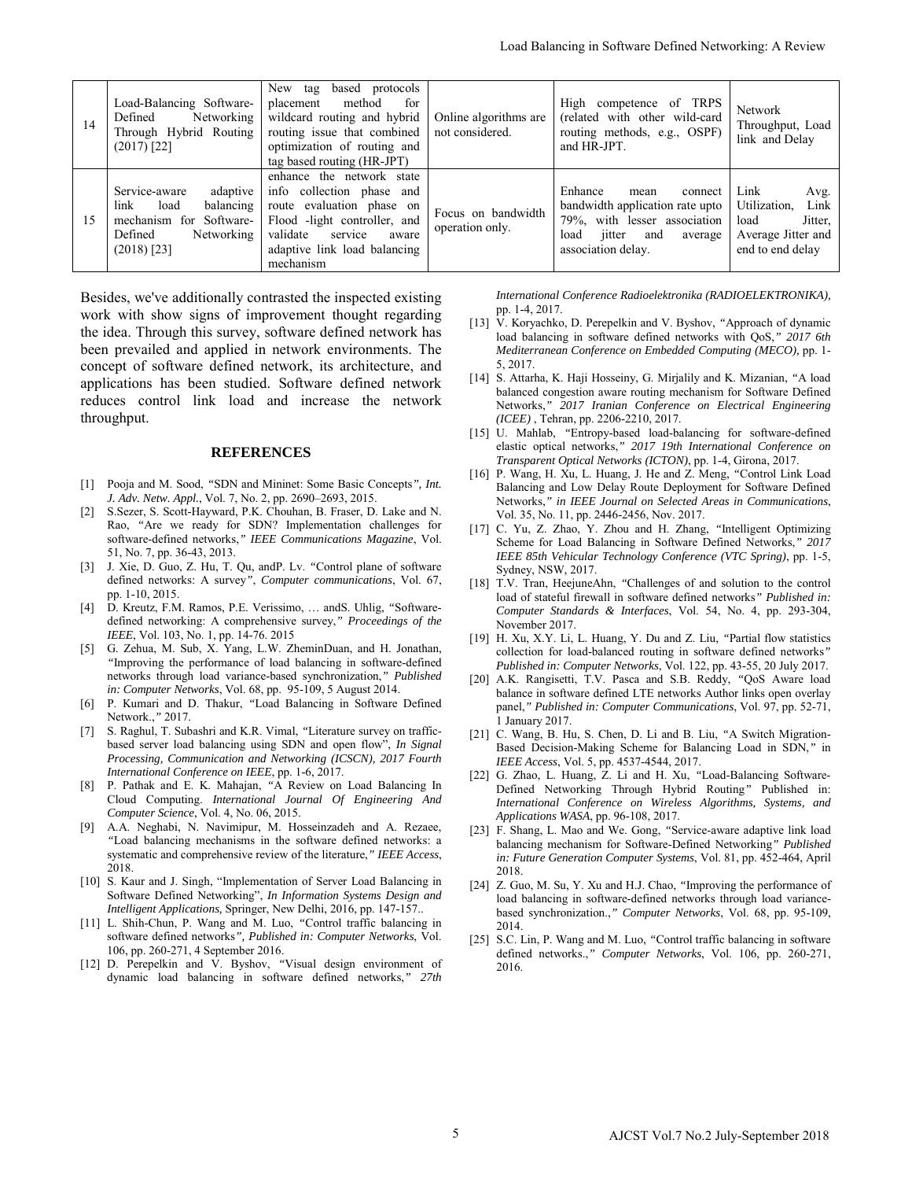| | | | | | |
|---|---|---|---|---|---|
| 14 | Load-Balancing Software-Defined Networking Through Hybrid Routing (2017) [22] | New tag based protocols placement method for wildcard routing and hybrid routing issue that combined optimization of routing and tag based routing (HR-JPT) | Online algorithms are not considered. | High competence of TRPS (related with other wild-card routing methods, e.g., OSPF) and HR-JPT. | Network Throughput, Load link and Delay |
| 15 | Service-aware adaptive link load balancing mechanism for Software-Defined Networking (2018) [23] | enhance the network state info collection phase and route evaluation phase on Flood -light controller, and validate service aware adaptive link load balancing mechanism | Focus on bandwidth operation only. | Enhance mean connect bandwidth application rate upto 79%, with lesser association load jitter and average association delay. | Link Avg. Utilization, Link load Jitter, Average Jitter and end to end delay |

Besides, we've additionally contrasted the inspected existing work with show signs of improvement thought regarding the idea. Through this survey, software defined network has been prevailed and applied in network environments. The concept of software defined network, its architecture, and applications has been studied. Software defined network reduces control link load and increase the network throughput.

## REFERENCES

[1] Pooja and M. Sood, "SDN and Mininet: Some Basic Concepts", *Int. J. Adv. Netw. Appl.*, Vol. 7, No. 2, pp. 2690–2693, 2015.

[2] S.Sezer, S. Scott-Hayward, P.K. Chouhan, B. Fraser, D. Lake and N. Rao, "Are we ready for SDN? Implementation challenges for software-defined networks," *IEEE Communications Magazine*, Vol. 51, No. 7, pp. 36-43, 2013.

[3] J. Xie, D. Guo, Z. Hu, T. Qu, andP. Lv. "Control plane of software defined networks: A survey", *Computer communications*, Vol. 67, pp. 1-10, 2015.

[4] D. Kreutz, F.M. Ramos, P.E. Verissimo, … andS. Uhlig, "Software-defined networking: A comprehensive survey," *Proceedings of the IEEE*, Vol. 103, No. 1, pp. 14-76. 2015

[5] G. Zehua, M. Sub, X. Yang, L.W. ZheminDuan, and H. Jonathan, "Improving the performance of load balancing in software-defined networks through load variance-based synchronization," *Published in: Computer Networks*, Vol. 68, pp. 95-109, 5 August 2014.

[6] P. Kumari and D. Thakur, "Load Balancing in Software Defined Network.," 2017.

[7] S. Raghul, T. Subashri and K.R. Vimal, "Literature survey on traffic-based server load balancing using SDN and open flow", *In Signal Processing, Communication and Networking (ICSCN), 2017 Fourth International Conference on IEEE*, pp. 1-6, 2017.

[8] P. Pathak and E. K. Mahajan, "A Review on Load Balancing In Cloud Computing. *International Journal Of Engineering And Computer Science*, Vol. 4, No. 06, 2015.

[9] A.A. Neghabi, N. Navimipur, M. Hosseinzadeh and A. Rezaee, "Load balancing mechanisms in the software defined networks: a systematic and comprehensive review of the literature," *IEEE Access*, 2018.

[10] S. Kaur and J. Singh, "Implementation of Server Load Balancing in Software Defined Networking", *In Information Systems Design and Intelligent Applications,* Springer, New Delhi, 2016, pp. 147-157..

[11] L. Shih-Chun, P. Wang and M. Luo, "Control traffic balancing in software defined networks", *Published in: Computer Networks*, Vol. 106, pp. 260-271, 4 September 2016.

[12] D. Perepelkin and V. Byshov, "Visual design environment of dynamic load balancing in software defined networks," *27th International Conference Radioelektronika (RADIOELEKTRONIKA),* pp. 1-4, 2017.

[13] V. Koryachko, D. Perepelkin and V. Byshov, "Approach of dynamic load balancing in software defined networks with QoS," *2017 6th Mediterranean Conference on Embedded Computing (MECO),* pp. 1-5, 2017.

[14] S. Attarha, K. Haji Hosseiny, G. Mirjalily and K. Mizanian, "A load balanced congestion aware routing mechanism for Software Defined Networks," *2017 Iranian Conference on Electrical Engineering (ICEE)* , Tehran, pp. 2206-2210, 2017.

[15] U. Mahlab, "Entropy-based load-balancing for software-defined elastic optical networks," *2017 19th International Conference on Transparent Optical Networks (ICTON)*, pp. 1-4, Girona, 2017.

[16] P. Wang, H. Xu, L. Huang, J. He and Z. Meng, "Control Link Load Balancing and Low Delay Route Deployment for Software Defined Networks," *in IEEE Journal on Selected Areas in Communications*, Vol. 35, No. 11, pp. 2446-2456, Nov. 2017.

[17] C. Yu, Z. Zhao, Y. Zhou and H. Zhang, "Intelligent Optimizing Scheme for Load Balancing in Software Defined Networks," *2017 IEEE 85th Vehicular Technology Conference (VTC Spring)*, pp. 1-5, Sydney, NSW, 2017.

[18] T.V. Tran, HeejuneAhn, "Challenges of and solution to the control load of stateful firewall in software defined networks" *Published in: Computer Standards & Interfaces*, Vol. 54, No. 4, pp. 293-304, November 2017.

[19] H. Xu, X.Y. Li, L. Huang, Y. Du and Z. Liu, "Partial flow statistics collection for load-balanced routing in software defined networks" *Published in: Computer Networks*, Vol. 122, pp. 43-55, 20 July 2017.

[20] A.K. Rangisetti, T.V. Pasca and S.B. Reddy, "QoS Aware load balance in software defined LTE networks Author links open overlay panel," *Published in: Computer Communications*, Vol. 97, pp. 52-71, 1 January 2017.

[21] C. Wang, B. Hu, S. Chen, D. Li and B. Liu, "A Switch Migration-Based Decision-Making Scheme for Balancing Load in SDN," in *IEEE Access*, Vol. 5, pp. 4537-4544, 2017.

[22] G. Zhao, L. Huang, Z. Li and H. Xu, "Load-Balancing Software-Defined Networking Through Hybrid Routing" Published in: *International Conference on Wireless Algorithms, Systems, and Applications WASA*, pp. 96-108, 2017.

[23] F. Shang, L. Mao and We. Gong, "Service-aware adaptive link load balancing mechanism for Software-Defined Networking" *Published in: Future Generation Computer Systems*, Vol. 81, pp. 452-464, April 2018.

[24] Z. Guo, M. Su, Y. Xu and H.J. Chao, "Improving the performance of load balancing in software-defined networks through load variance-based synchronization.," *Computer Networks*, Vol. 68, pp. 95-109, 2014.

[25] S.C. Lin, P. Wang and M. Luo, "Control traffic balancing in software defined networks.," *Computer Networks*, Vol. 106, pp. 260-271, 2016.